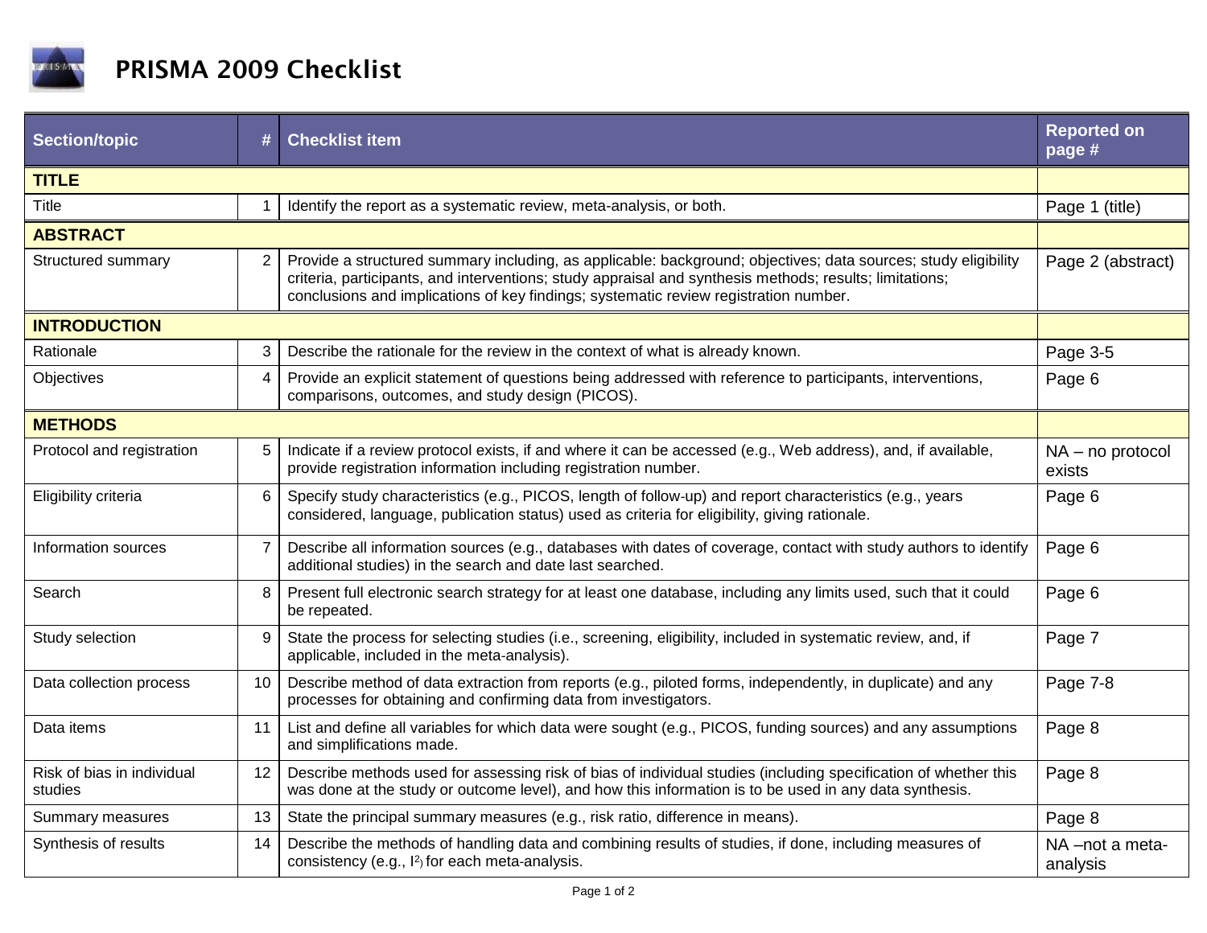# PRISMA 2009 Checklist

| Section/topic | # | Checklist item | Reported on page # |
|---|---|---|---|
| **TITLE** | | | |
| Title | 1 | Identify the report as a systematic review, meta-analysis, or both. | Page 1 (title) |
| **ABSTRACT** | | | |
| Structured summary | 2 | Provide a structured summary including, as applicable: background; objectives; data sources; study eligibility criteria, participants, and interventions; study appraisal and synthesis methods; results; limitations; conclusions and implications of key findings; systematic review registration number. | Page 2 (abstract) |
| **INTRODUCTION** | | | |
| Rationale | 3 | Describe the rationale for the review in the context of what is already known. | Page 3-5 |
| Objectives | 4 | Provide an explicit statement of questions being addressed with reference to participants, interventions, comparisons, outcomes, and study design (PICOS). | Page 6 |
| **METHODS** | | | |
| Protocol and registration | 5 | Indicate if a review protocol exists, if and where it can be accessed (e.g., Web address), and, if available, provide registration information including registration number. | NA – no protocol exists |
| Eligibility criteria | 6 | Specify study characteristics (e.g., PICOS, length of follow-up) and report characteristics (e.g., years considered, language, publication status) used as criteria for eligibility, giving rationale. | Page 6 |
| Information sources | 7 | Describe all information sources (e.g., databases with dates of coverage, contact with study authors to identify additional studies) in the search and date last searched. | Page 6 |
| Search | 8 | Present full electronic search strategy for at least one database, including any limits used, such that it could be repeated. | Page 6 |
| Study selection | 9 | State the process for selecting studies (i.e., screening, eligibility, included in systematic review, and, if applicable, included in the meta-analysis). | Page 7 |
| Data collection process | 10 | Describe method of data extraction from reports (e.g., piloted forms, independently, in duplicate) and any processes for obtaining and confirming data from investigators. | Page 7-8 |
| Data items | 11 | List and define all variables for which data were sought (e.g., PICOS, funding sources) and any assumptions and simplifications made. | Page 8 |
| Risk of bias in individual studies | 12 | Describe methods used for assessing risk of bias of individual studies (including specification of whether this was done at the study or outcome level), and how this information is to be used in any data synthesis. | Page 8 |
| Summary measures | 13 | State the principal summary measures (e.g., risk ratio, difference in means). | Page 8 |
| Synthesis of results | 14 | Describe the methods of handling data and combining results of studies, if done, including measures of consistency (e.g., $I^2$) for each meta-analysis. | NA –not a meta-analysis |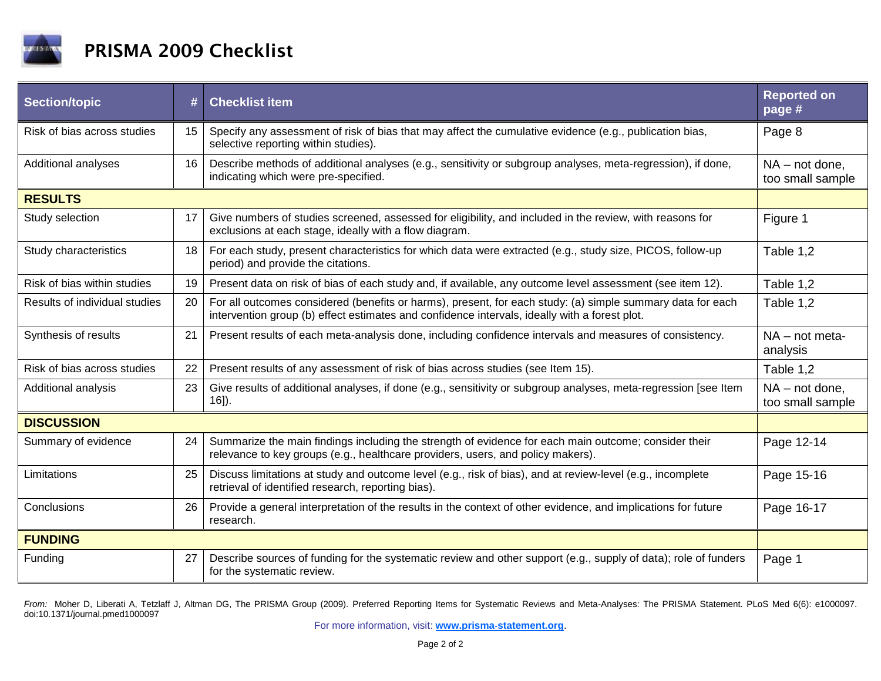# PRISMA 2009 Checklist

| Section/topic | # | Checklist item | Reported on page # |
|---|---|---|---|
| Risk of bias across studies | 15 | Specify any assessment of risk of bias that may affect the cumulative evidence (e.g., publication bias, selective reporting within studies). | Page 8 |
| Additional analyses | 16 | Describe methods of additional analyses (e.g., sensitivity or subgroup analyses, meta-regression), if done, indicating which were pre-specified. | NA – not done, too small sample |
| **RESULTS** | | | |
| Study selection | 17 | Give numbers of studies screened, assessed for eligibility, and included in the review, with reasons for exclusions at each stage, ideally with a flow diagram. | Figure 1 |
| Study characteristics | 18 | For each study, present characteristics for which data were extracted (e.g., study size, PICOS, follow-up period) and provide the citations. | Table 1,2 |
| Risk of bias within studies | 19 | Present data on risk of bias of each study and, if available, any outcome level assessment (see item 12). | Table 1,2 |
| Results of individual studies | 20 | For all outcomes considered (benefits or harms), present, for each study: (a) simple summary data for each intervention group (b) effect estimates and confidence intervals, ideally with a forest plot. | Table 1,2 |
| Synthesis of results | 21 | Present results of each meta-analysis done, including confidence intervals and measures of consistency. | NA – not meta-analysis |
| Risk of bias across studies | 22 | Present results of any assessment of risk of bias across studies (see Item 15). | Table 1,2 |
| Additional analysis | 23 | Give results of additional analyses, if done (e.g., sensitivity or subgroup analyses, meta-regression [see Item 16]). | NA – not done, too small sample |
| **DISCUSSION** | | | |
| Summary of evidence | 24 | Summarize the main findings including the strength of evidence for each main outcome; consider their relevance to key groups (e.g., healthcare providers, users, and policy makers). | Page 12-14 |
| Limitations | 25 | Discuss limitations at study and outcome level (e.g., risk of bias), and at review-level (e.g., incomplete retrieval of identified research, reporting bias). | Page 15-16 |
| Conclusions | 26 | Provide a general interpretation of the results in the context of other evidence, and implications for future research. | Page 16-17 |
| **FUNDING** | | | |
| Funding | 27 | Describe sources of funding for the systematic review and other support (e.g., supply of data); role of funders for the systematic review. | Page 1 |

*From:* Moher D, Liberati A, Tetzlaff J, Altman DG, The PRISMA Group (2009). Preferred Reporting Items for Systematic Reviews and Meta-Analyses: The PRISMA Statement. PLoS Med 6(6): e1000097. doi:10.1371/journal.pmed1000097

For more information, visit: **www.prisma-statement.org**.